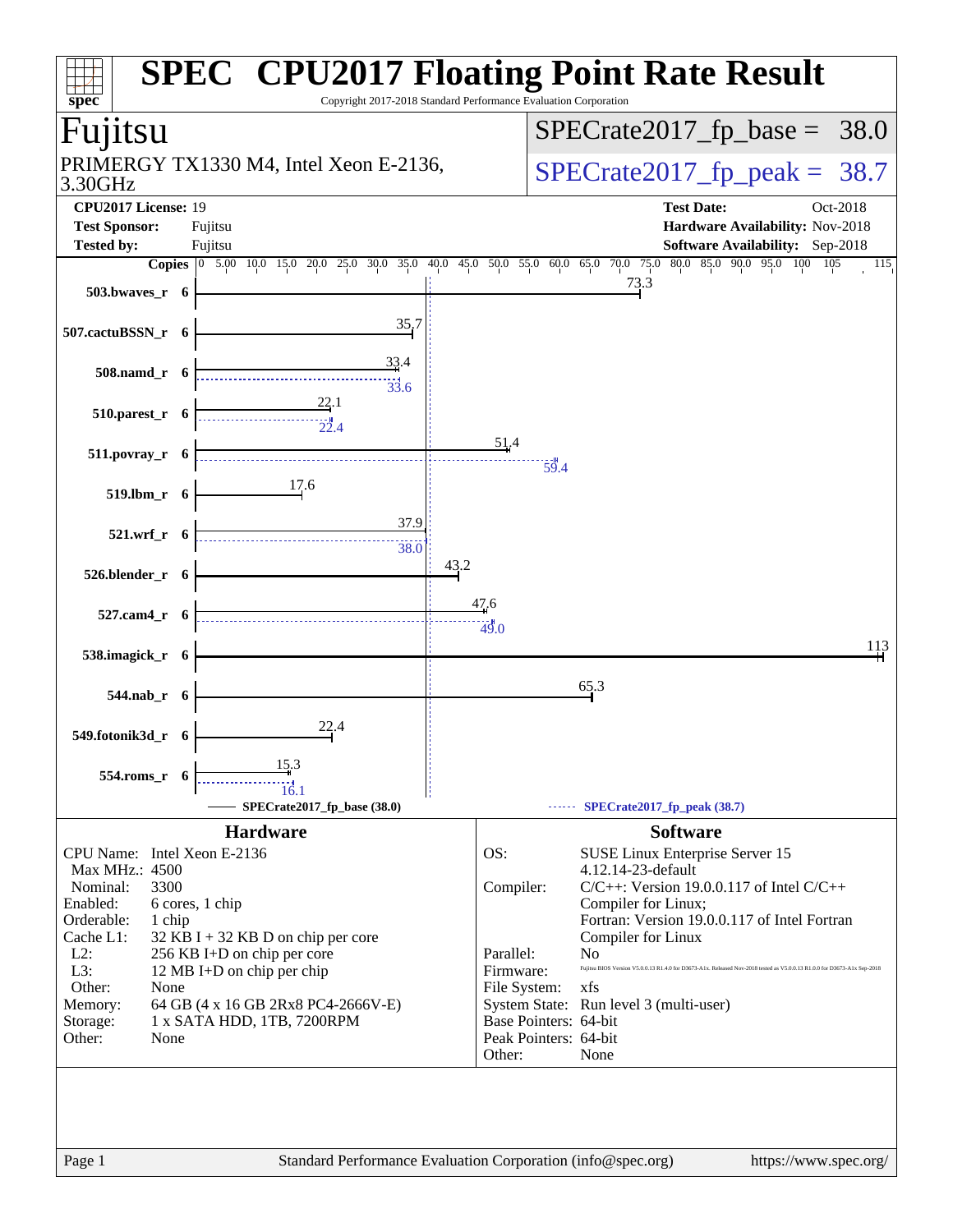# SPEC CPU2017 Floating Point Rate Result

Copyright 2017-2018 Standard Performance Evaluation Corporation

## Fujitsu

PRIMERGY TX1330 M4, Intel Xeon E-2136, 3.30GHz

SPECrate2017_fp_base = 38.0

SPECrate2017_fp_peak = 38.7

**CPU2017 License:** 19
**Test Sponsor:** Fujitsu
**Tested by:** Fujitsu

**Test Date:** Oct-2018
**Hardware Availability:** Nov-2018
**Software Availability:** Sep-2018

| Benchmark | Copies | Base | Peak |
|---|---|---|---|
| 503.bwaves_r | 6 | 73.3 | |
| 507.cactuBSSN_r | 6 | 35.7 | |
| 508.namd_r | 6 | 33.4 | 33.6 |
| 510.parest_r | 6 | 22.1 | 22.4 |
| 511.povray_r | 6 | 51.4 | 59.4 |
| 519.lbm_r | 6 | 17.6 | |
| 521.wrf_r | 6 | 37.9 | 38.0 |
| 526.blender_r | 6 | 43.2 | |
| 527.cam4_r | 6 | 47.6 | 49.0 |
| 538.imagick_r | 6 | 113 | |
| 544.nab_r | 6 | 65.3 | |
| 549.fotonik3d_r | 6 | 22.4 | |
| 554.roms_r | 6 | 15.3 | 16.1 |

SPECrate2017_fp_base (38.0) — SPECrate2017_fp_peak (38.7)

## Hardware

| | |
|---|---|
| CPU Name: | Intel Xeon E-2136 |
| Max MHz.: | 4500 |
| Nominal: | 3300 |
| Enabled: | 6 cores, 1 chip |
| Orderable: | 1 chip |
| Cache L1: | 32 KB I + 32 KB D on chip per core |
| L2: | 256 KB I+D on chip per core |
| L3: | 12 MB I+D on chip per chip |
| Other: | None |
| Memory: | 64 GB (4 x 16 GB 2Rx8 PC4-2666V-E) |
| Storage: | 1 x SATA HDD, 1TB, 7200RPM |
| Other: | None |

## Software

| | |
|---|---|
| OS: | SUSE Linux Enterprise Server 15 4.12.14-23-default |
| Compiler: | C/C++: Version 19.0.0.117 of Intel C/C++ Compiler for Linux; Fortran: Version 19.0.0.117 of Intel Fortran Compiler for Linux |
| Parallel: | No |
| Firmware: | Fujitsu BIOS Version V5.0.0.13 R1.4.0 for D3673-A1x. Released Nov-2018 tested as V5.0.0.13 R1.0.0 for D3673-A1x Sep-2018 |
| File System: | xfs |
| System State: | Run level 3 (multi-user) |
| Base Pointers: | 64-bit |
| Peak Pointers: | 64-bit |
| Other: | None |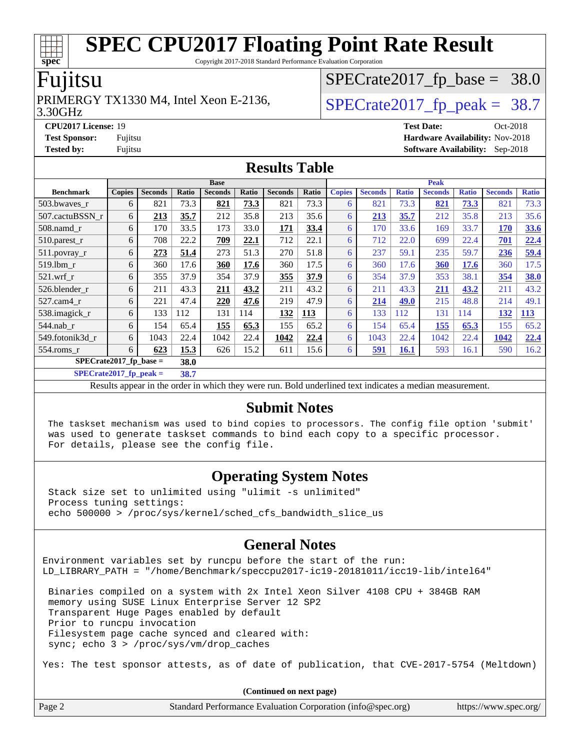# SPEC CPU2017 Floating Point Rate Result

Copyright 2017-2018 Standard Performance Evaluation Corporation

## Fujitsu

PRIMERGY TX1330 M4, Intel Xeon E-2136, 3.30GHz

SPECrate2017_fp_base = 38.0

SPECrate2017_fp_peak = 38.7

**CPU2017 License:** 19
**Test Sponsor:** Fujitsu
**Tested by:** Fujitsu

**Test Date:** Oct-2018
**Hardware Availability:** Nov-2018
**Software Availability:** Sep-2018

## Results Table

| Benchmark | Base | | | | | | | Peak | | | | | | |
|---|---|---|---|---|---|---|---|---|---|---|---|---|---|---|
| | Copies | Seconds | Ratio | Seconds | Ratio | Seconds | Ratio | Copies | Seconds | Ratio | Seconds | Ratio | Seconds | Ratio |
| 503.bwaves_r | 6 | 821 | 73.3 | **821** | **73.3** | 821 | 73.3 | 6 | 821 | 73.3 | **821** | **73.3** | 821 | 73.3 |
| 507.cactuBSSN_r | 6 | **213** | **35.7** | 212 | 35.8 | 213 | 35.6 | 6 | **213** | **35.7** | 212 | 35.8 | 213 | 35.6 |
| 508.namd_r | 6 | 170 | 33.5 | 173 | 33.0 | **171** | **33.4** | 6 | 170 | 33.6 | 169 | 33.7 | **170** | **33.6** |
| 510.parest_r | 6 | 708 | 22.2 | **709** | **22.1** | 712 | 22.1 | 6 | 712 | 22.0 | 699 | 22.4 | **701** | **22.4** |
| 511.povray_r | 6 | **273** | **51.4** | 273 | 51.3 | 270 | 51.8 | 6 | 237 | 59.1 | 235 | 59.7 | **236** | **59.4** |
| 519.lbm_r | 6 | 360 | 17.6 | **360** | **17.6** | 360 | 17.5 | 6 | 360 | 17.6 | **360** | **17.6** | 360 | 17.5 |
| 521.wrf_r | 6 | 355 | 37.9 | 354 | 37.9 | **355** | **37.9** | 6 | 354 | 37.9 | 353 | 38.1 | **354** | **38.0** |
| 526.blender_r | 6 | 211 | 43.3 | **211** | **43.2** | 211 | 43.2 | 6 | 211 | 43.3 | **211** | **43.2** | 211 | 43.2 |
| 527.cam4_r | 6 | 221 | 47.4 | **220** | **47.6** | 219 | 47.9 | 6 | **214** | **49.0** | 215 | 48.8 | 214 | 49.1 |
| 538.imagick_r | 6 | 133 | 112 | 131 | 114 | **132** | **113** | 6 | 133 | 112 | 131 | 114 | **132** | **113** |
| 544.nab_r | 6 | 154 | 65.4 | **155** | **65.3** | 155 | 65.2 | 6 | 154 | 65.4 | **155** | **65.3** | 155 | 65.2 |
| 549.fotonik3d_r | 6 | 1043 | 22.4 | 1042 | 22.4 | **1042** | **22.4** | 6 | 1043 | 22.4 | 1042 | 22.4 | **1042** | **22.4** |
| 554.roms_r | 6 | **623** | **15.3** | 626 | 15.2 | 611 | 15.6 | 6 | **591** | **16.1** | 593 | 16.1 | 590 | 16.2 |

**SPECrate2017_fp_base = 38.0**

**SPECrate2017_fp_peak = 38.7**

Results appear in the order in which they were run. Bold underlined text indicates a median measurement.

## Submit Notes

```
The taskset mechanism was used to bind copies to processors. The config file option 'submit'
was used to generate taskset commands to bind each copy to a specific processor.
For details, please see the config file.
```

## Operating System Notes

```
Stack size set to unlimited using "ulimit -s unlimited"
Process tuning settings:
echo 500000 > /proc/sys/kernel/sched_cfs_bandwidth_slice_us
```

## General Notes

```
Environment variables set by runcpu before the start of the run:
LD_LIBRARY_PATH = "/home/Benchmark/speccpu2017-ic19-20181011/icc19-lib/intel64"

 Binaries compiled on a system with 2x Intel Xeon Silver 4108 CPU + 384GB RAM
 memory using SUSE Linux Enterprise Server 12 SP2
 Transparent Huge Pages enabled by default
 Prior to runcpu invocation
 Filesystem page cache synced and cleared with:
 sync; echo 3 > /proc/sys/vm/drop_caches

Yes: The test sponsor attests, as of date of publication, that CVE-2017-5754 (Meltdown)
```

(Continued on next page)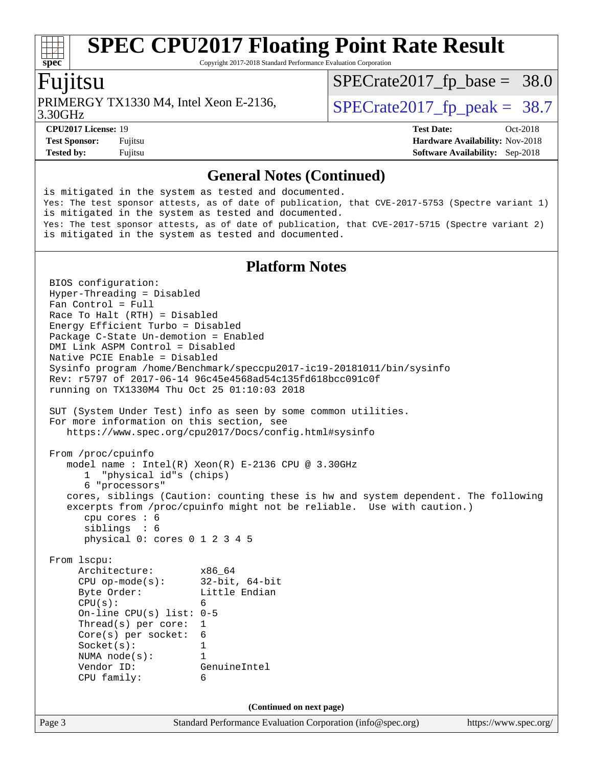# SPEC CPU2017 Floating Point Rate Result

Copyright 2017-2018 Standard Performance Evaluation Corporation

## Fujitsu

PRIMERGY TX1330 M4, Intel Xeon E-2136, 3.30GHz

SPECrate2017_fp_base = 38.0

SPECrate2017_fp_peak = 38.7

**CPU2017 License:** 19
**Test Sponsor:** Fujitsu
**Tested by:** Fujitsu

**Test Date:** Oct-2018
**Hardware Availability:** Nov-2018
**Software Availability:** Sep-2018

## General Notes (Continued)

```
is mitigated in the system as tested and documented.
Yes: The test sponsor attests, as of date of publication, that CVE-2017-5753 (Spectre variant 1)
is mitigated in the system as tested and documented.
Yes: The test sponsor attests, as of date of publication, that CVE-2017-5715 (Spectre variant 2)
is mitigated in the system as tested and documented.
```

## Platform Notes

```
BIOS configuration:
Hyper-Threading = Disabled
Fan Control = Full
Race To Halt (RTH) = Disabled
Energy Efficient Turbo = Disabled
Package C-State Un-demotion = Enabled
DMI Link ASPM Control = Disabled
Native PCIE Enable = Disabled
Sysinfo program /home/Benchmark/speccpu2017-ic19-20181011/bin/sysinfo
Rev: r5797 of 2017-06-14 96c45e4568ad54c135fd618bcc091c0f
running on TX1330M4 Thu Oct 25 01:10:03 2018

SUT (System Under Test) info as seen by some common utilities.
For more information on this section, see
   https://www.spec.org/cpu2017/Docs/config.html#sysinfo

From /proc/cpuinfo
   model name : Intel(R) Xeon(R) E-2136 CPU @ 3.30GHz
      1  "physical id"s (chips)
      6 "processors"
   cores, siblings (Caution: counting these is hw and system dependent. The following
   excerpts from /proc/cpuinfo might not be reliable.  Use with caution.)
      cpu cores : 6
      siblings  : 6
      physical 0: cores 0 1 2 3 4 5

From lscpu:
     Architecture:        x86_64
     CPU op-mode(s):      32-bit, 64-bit
     Byte Order:          Little Endian
     CPU(s):              6
     On-line CPU(s) list: 0-5
     Thread(s) per core:  1
     Core(s) per socket:  6
     Socket(s):           1
     NUMA node(s):        1
     Vendor ID:           GenuineIntel
     CPU family:          6
```

(Continued on next page)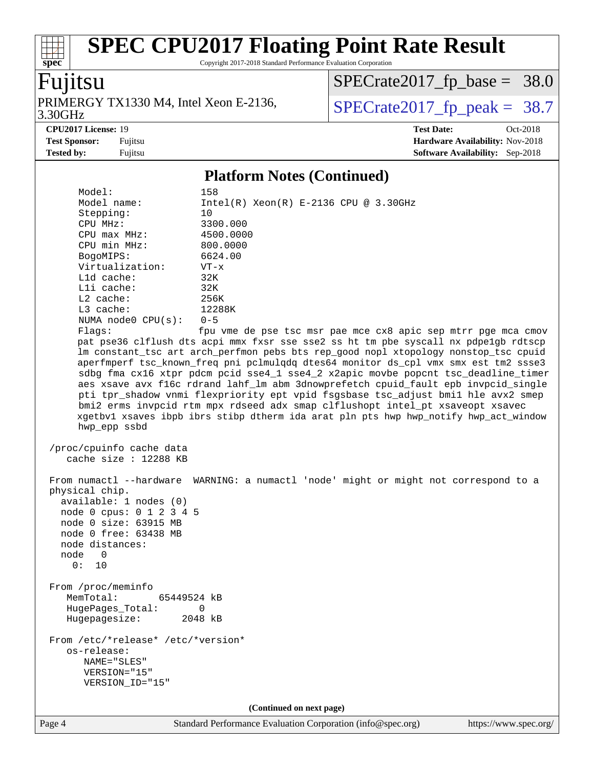# SPEC CPU2017 Floating Point Rate Result

Copyright 2017-2018 Standard Performance Evaluation Corporation

**Fujitsu**

PRIMERGY TX1330 M4, Intel Xeon E-2136, 3.30GHz

SPECrate2017_fp_base = 38.0

SPECrate2017_fp_peak = 38.7

**CPU2017 License:** 19
**Test Sponsor:** Fujitsu
**Tested by:** Fujitsu

**Test Date:** Oct-2018
**Hardware Availability:** Nov-2018
**Software Availability:** Sep-2018

## Platform Notes (Continued)

```
     Model:                 158
     Model name:            Intel(R) Xeon(R) E-2136 CPU @ 3.30GHz
     Stepping:              10
     CPU MHz:               3300.000
     CPU max MHz:           4500.0000
     CPU min MHz:           800.0000
     BogoMIPS:              6624.00
     Virtualization:        VT-x
     L1d cache:             32K
     L1i cache:             32K
     L2 cache:              256K
     L3 cache:              12288K
     NUMA node0 CPU(s):     0-5
     Flags:                 fpu vme de pse tsc msr pae mce cx8 apic sep mtrr pge mca cmov
     pat pse36 clflush dts acpi mmx fxsr sse sse2 ss ht tm pbe syscall nx pdpe1gb rdtscp
     lm constant_tsc art arch_perfmon pebs bts rep_good nopl xtopology nonstop_tsc cpuid
     aperfmperf tsc_known_freq pni pclmulqdq dtes64 monitor ds_cpl vmx smx est tm2 ssse3
     sdbg fma cx16 xtpr pdcm pcid sse4_1 sse4_2 x2apic movbe popcnt tsc_deadline_timer
     aes xsave avx f16c rdrand lahf_lm abm 3dnowprefetch cpuid_fault epb invpcid_single
     pti tpr_shadow vnmi flexpriority ept vpid fsgsbase tsc_adjust bmi1 hle avx2 smep
     bmi2 erms invpcid rtm mpx rdseed adx smap clflushopt intel_pt xsaveopt xsavec
     xgetbv1 xsaves ibpb ibrs stibp dtherm ida arat pln pts hwp hwp_notify hwp_act_window
     hwp_epp ssbd

 /proc/cpuinfo cache data
    cache size : 12288 KB

 From numactl --hardware  WARNING: a numactl 'node' might or might not correspond to a
 physical chip.
   available: 1 nodes (0)
   node 0 cpus: 0 1 2 3 4 5
   node 0 size: 63915 MB
   node 0 free: 63438 MB
   node distances:
   node   0
     0:  10

 From /proc/meminfo
    MemTotal:       65449524 kB
    HugePages_Total:       0
    Hugepagesize:       2048 kB

 From /etc/*release* /etc/*version*
    os-release:
       NAME="SLES"
       VERSION="15"
       VERSION_ID="15"
```

(Continued on next page)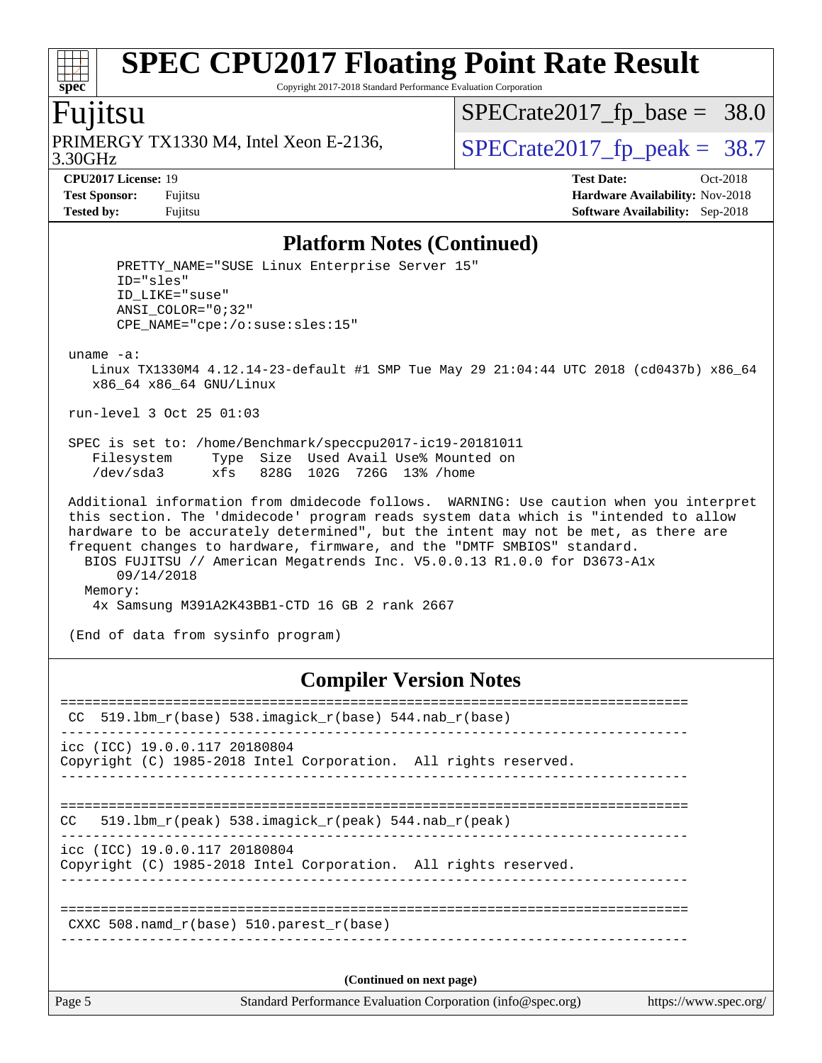## Platform Notes (Continued)

```
       PRETTY_NAME="SUSE Linux Enterprise Server 15"
       ID="sles"
       ID_LIKE="suse"
       ANSI_COLOR="0;32"
       CPE_NAME="cpe:/o:suse:sles:15"

 uname -a:
    Linux TX1330M4 4.12.14-23-default #1 SMP Tue May 29 21:04:44 UTC 2018 (cd0437b) x86_64
    x86_64 x86_64 GNU/Linux

 run-level 3 Oct 25 01:03

 SPEC is set to: /home/Benchmark/speccpu2017-ic19-20181011
    Filesystem     Type  Size  Used Avail Use% Mounted on
    /dev/sda3      xfs   828G  102G  726G  13% /home

 Additional information from dmidecode follows.  WARNING: Use caution when you interpret
 this section. The 'dmidecode' program reads system data which is "intended to allow
 hardware to be accurately determined", but the intent may not be met, as there are
 frequent changes to hardware, firmware, and the "DMTF SMBIOS" standard.
   BIOS FUJITSU // American Megatrends Inc. V5.0.0.13 R1.0.0 for D3673-A1x
       09/14/2018
   Memory:
    4x Samsung M391A2K43BB1-CTD 16 GB 2 rank 2667

 (End of data from sysinfo program)
```

## Compiler Version Notes

```
==============================================================================
 CC  519.lbm_r(base) 538.imagick_r(base) 544.nab_r(base)
------------------------------------------------------------------------------
icc (ICC) 19.0.0.117 20180804
Copyright (C) 1985-2018 Intel Corporation.  All rights reserved.
------------------------------------------------------------------------------

==============================================================================
CC   519.lbm_r(peak) 538.imagick_r(peak) 544.nab_r(peak)
------------------------------------------------------------------------------
icc (ICC) 19.0.0.117 20180804
Copyright (C) 1985-2018 Intel Corporation.  All rights reserved.
------------------------------------------------------------------------------

==============================================================================
 CXXC 508.namd_r(base) 510.parest_r(base)
------------------------------------------------------------------------------
```

**(Continued on next page)**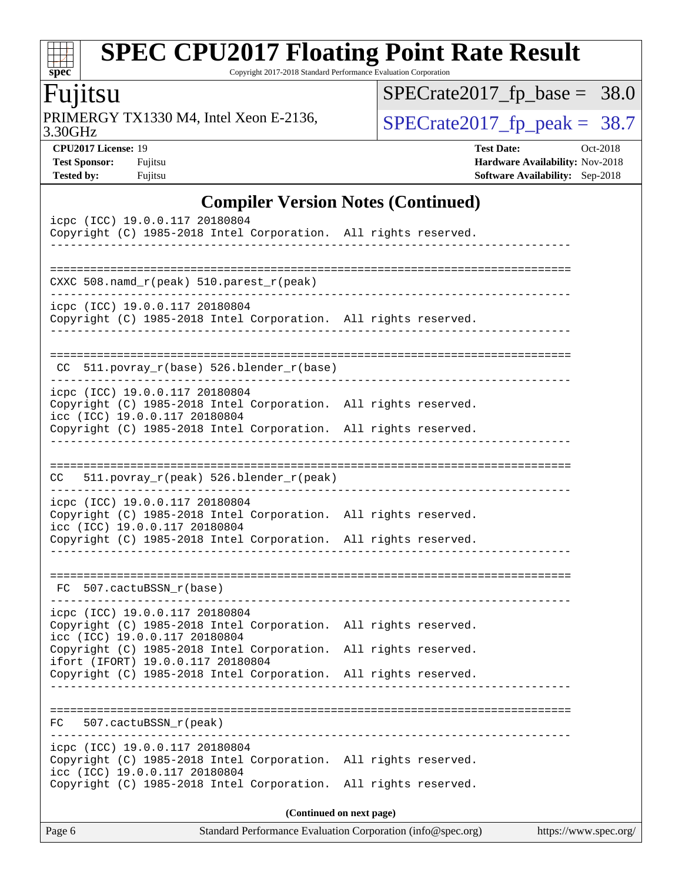## Compiler Version Notes (Continued)

```
icpc (ICC) 19.0.0.117 20180804
Copyright (C) 1985-2018 Intel Corporation.  All rights reserved.
------------------------------------------------------------------------------

==============================================================================
CXXC 508.namd_r(peak) 510.parest_r(peak)
------------------------------------------------------------------------------
icpc (ICC) 19.0.0.117 20180804
Copyright (C) 1985-2018 Intel Corporation.  All rights reserved.
------------------------------------------------------------------------------

==============================================================================
 CC  511.povray_r(base) 526.blender_r(base)
------------------------------------------------------------------------------
icpc (ICC) 19.0.0.117 20180804
Copyright (C) 1985-2018 Intel Corporation.  All rights reserved.
icc (ICC) 19.0.0.117 20180804
Copyright (C) 1985-2018 Intel Corporation.  All rights reserved.
------------------------------------------------------------------------------

==============================================================================
CC   511.povray_r(peak) 526.blender_r(peak)
------------------------------------------------------------------------------
icpc (ICC) 19.0.0.117 20180804
Copyright (C) 1985-2018 Intel Corporation.  All rights reserved.
icc (ICC) 19.0.0.117 20180804
Copyright (C) 1985-2018 Intel Corporation.  All rights reserved.
------------------------------------------------------------------------------

==============================================================================
 FC  507.cactuBSSN_r(base)
------------------------------------------------------------------------------
icpc (ICC) 19.0.0.117 20180804
Copyright (C) 1985-2018 Intel Corporation.  All rights reserved.
icc (ICC) 19.0.0.117 20180804
Copyright (C) 1985-2018 Intel Corporation.  All rights reserved.
ifort (IFORT) 19.0.0.117 20180804
Copyright (C) 1985-2018 Intel Corporation.  All rights reserved.
------------------------------------------------------------------------------

==============================================================================
FC   507.cactuBSSN_r(peak)
------------------------------------------------------------------------------
icpc (ICC) 19.0.0.117 20180804
Copyright (C) 1985-2018 Intel Corporation.  All rights reserved.
icc (ICC) 19.0.0.117 20180804
Copyright (C) 1985-2018 Intel Corporation.  All rights reserved.
```

**(Continued on next page)**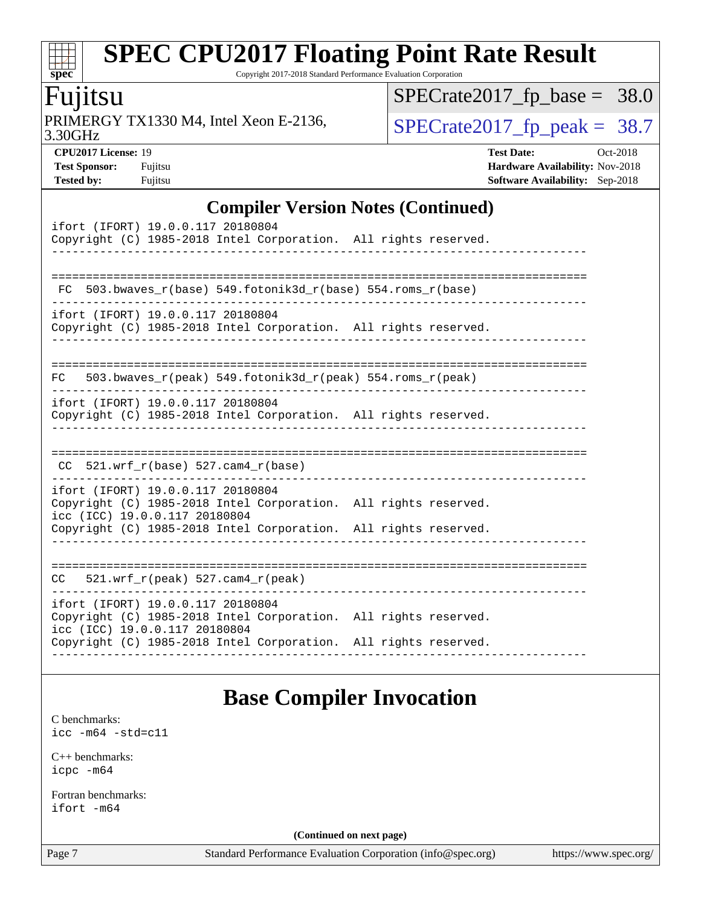## Compiler Version Notes (Continued)

```
ifort (IFORT) 19.0.0.117 20180804
Copyright (C) 1985-2018 Intel Corporation.  All rights reserved.
------------------------------------------------------------------------------

==============================================================================
 FC  503.bwaves_r(base) 549.fotonik3d_r(base) 554.roms_r(base)
------------------------------------------------------------------------------
ifort (IFORT) 19.0.0.117 20180804
Copyright (C) 1985-2018 Intel Corporation.  All rights reserved.
------------------------------------------------------------------------------

==============================================================================
FC   503.bwaves_r(peak) 549.fotonik3d_r(peak) 554.roms_r(peak)
------------------------------------------------------------------------------
ifort (IFORT) 19.0.0.117 20180804
Copyright (C) 1985-2018 Intel Corporation.  All rights reserved.
------------------------------------------------------------------------------

==============================================================================
 CC  521.wrf_r(base) 527.cam4_r(base)
------------------------------------------------------------------------------
ifort (IFORT) 19.0.0.117 20180804
Copyright (C) 1985-2018 Intel Corporation.  All rights reserved.
icc (ICC) 19.0.0.117 20180804
Copyright (C) 1985-2018 Intel Corporation.  All rights reserved.
------------------------------------------------------------------------------

==============================================================================
CC   521.wrf_r(peak) 527.cam4_r(peak)
------------------------------------------------------------------------------
ifort (IFORT) 19.0.0.117 20180804
Copyright (C) 1985-2018 Intel Corporation.  All rights reserved.
icc (ICC) 19.0.0.117 20180804
Copyright (C) 1985-2018 Intel Corporation.  All rights reserved.
------------------------------------------------------------------------------
```

## Base Compiler Invocation

C benchmarks:
`icc -m64 -std=c11`

C++ benchmarks:
`icpc -m64`

Fortran benchmarks:
`ifort -m64`

**(Continued on next page)**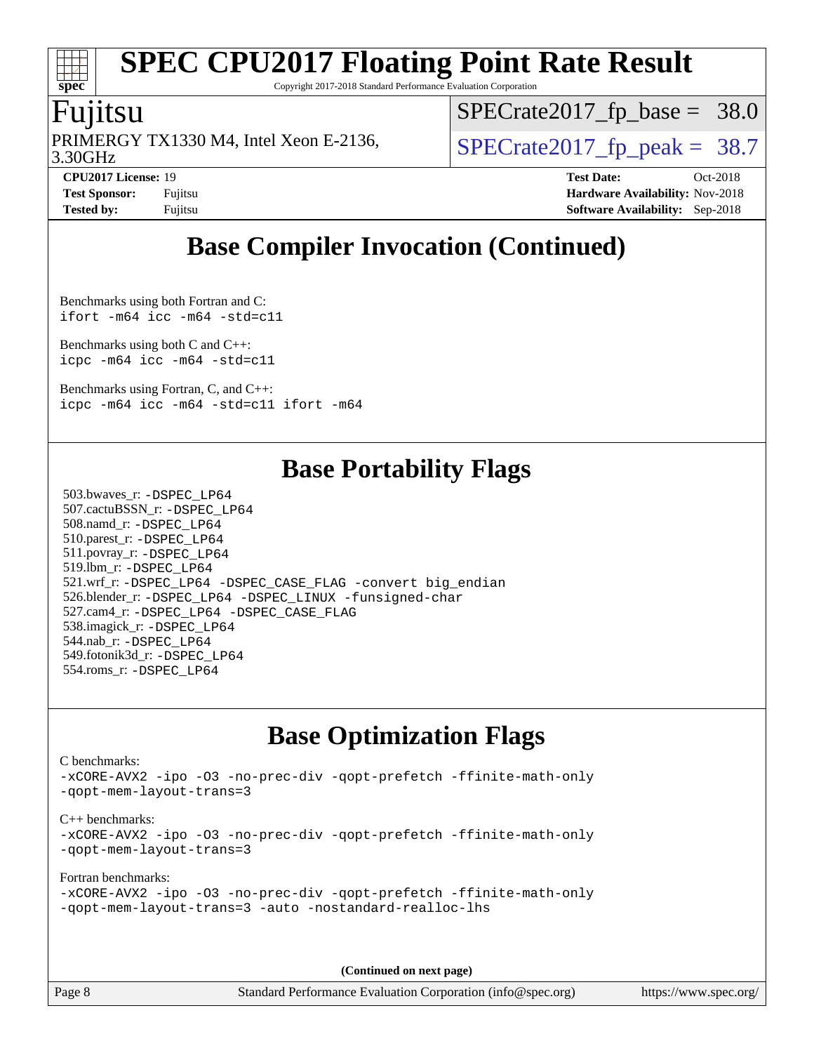## Base Compiler Invocation (Continued)

Benchmarks using both Fortran and C:
```
ifort -m64 icc -m64 -std=c11
```

Benchmarks using both C and C++:
```
icpc -m64 icc -m64 -std=c11
```

Benchmarks using Fortran, C, and C++:
```
icpc -m64 icc -m64 -std=c11 ifort -m64
```

## Base Portability Flags

503.bwaves_r: -DSPEC_LP64
507.cactuBSSN_r: -DSPEC_LP64
508.namd_r: -DSPEC_LP64
510.parest_r: -DSPEC_LP64
511.povray_r: -DSPEC_LP64
519.lbm_r: -DSPEC_LP64
521.wrf_r: -DSPEC_LP64 -DSPEC_CASE_FLAG -convert big_endian
526.blender_r: -DSPEC_LP64 -DSPEC_LINUX -funsigned-char
527.cam4_r: -DSPEC_LP64 -DSPEC_CASE_FLAG
538.imagick_r: -DSPEC_LP64
544.nab_r: -DSPEC_LP64
549.fotonik3d_r: -DSPEC_LP64
554.roms_r: -DSPEC_LP64

## Base Optimization Flags

C benchmarks:
```
-xCORE-AVX2 -ipo -O3 -no-prec-div -qopt-prefetch -ffinite-math-only
-qopt-mem-layout-trans=3
```

C++ benchmarks:
```
-xCORE-AVX2 -ipo -O3 -no-prec-div -qopt-prefetch -ffinite-math-only
-qopt-mem-layout-trans=3
```

Fortran benchmarks:
```
-xCORE-AVX2 -ipo -O3 -no-prec-div -qopt-prefetch -ffinite-math-only
-qopt-mem-layout-trans=3 -auto -nostandard-realloc-lhs
```

**(Continued on next page)**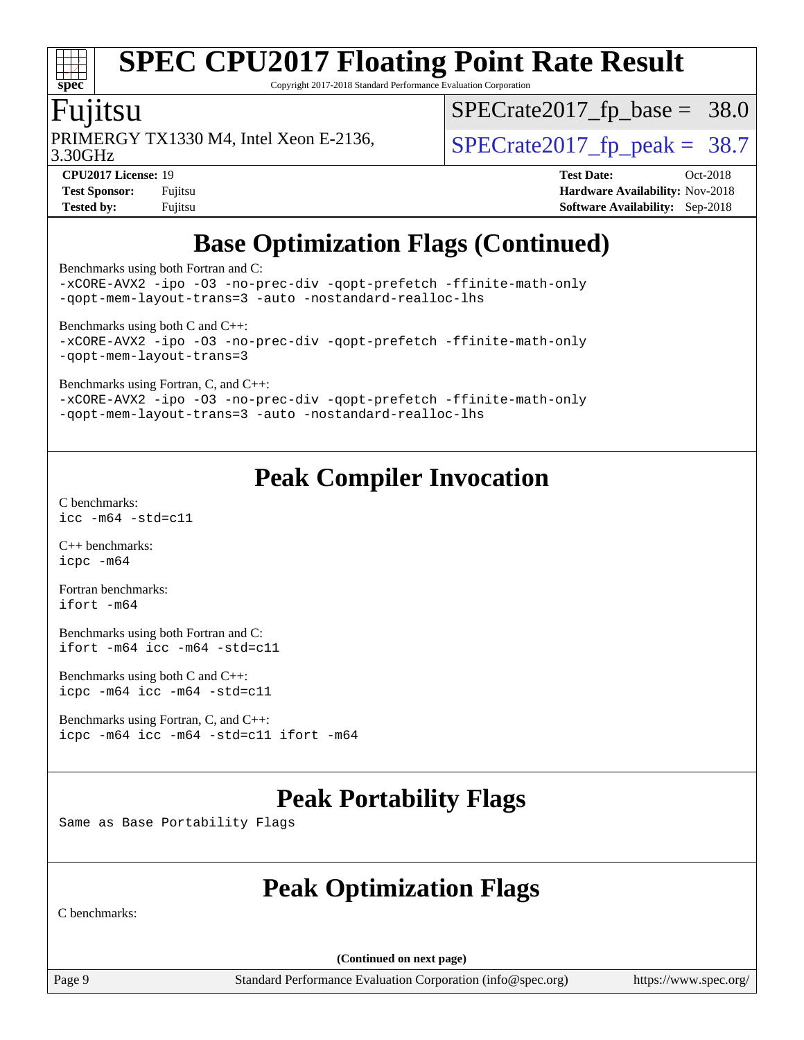## Base Optimization Flags (Continued)

Benchmarks using both Fortran and C:
```
-xCORE-AVX2 -ipo -O3 -no-prec-div -qopt-prefetch -ffinite-math-only
-qopt-mem-layout-trans=3 -auto -nostandard-realloc-lhs
```

Benchmarks using both C and C++:
```
-xCORE-AVX2 -ipo -O3 -no-prec-div -qopt-prefetch -ffinite-math-only
-qopt-mem-layout-trans=3
```

Benchmarks using Fortran, C, and C++:
```
-xCORE-AVX2 -ipo -O3 -no-prec-div -qopt-prefetch -ffinite-math-only
-qopt-mem-layout-trans=3 -auto -nostandard-realloc-lhs
```

## Peak Compiler Invocation

C benchmarks:
```
icc -m64 -std=c11
```

C++ benchmarks:
```
icpc -m64
```

Fortran benchmarks:
```
ifort -m64
```

Benchmarks using both Fortran and C:
```
ifort -m64 icc -m64 -std=c11
```

Benchmarks using both C and C++:
```
icpc -m64 icc -m64 -std=c11
```

Benchmarks using Fortran, C, and C++:
```
icpc -m64 icc -m64 -std=c11 ifort -m64
```

## Peak Portability Flags

Same as Base Portability Flags

## Peak Optimization Flags

C benchmarks:

(Continued on next page)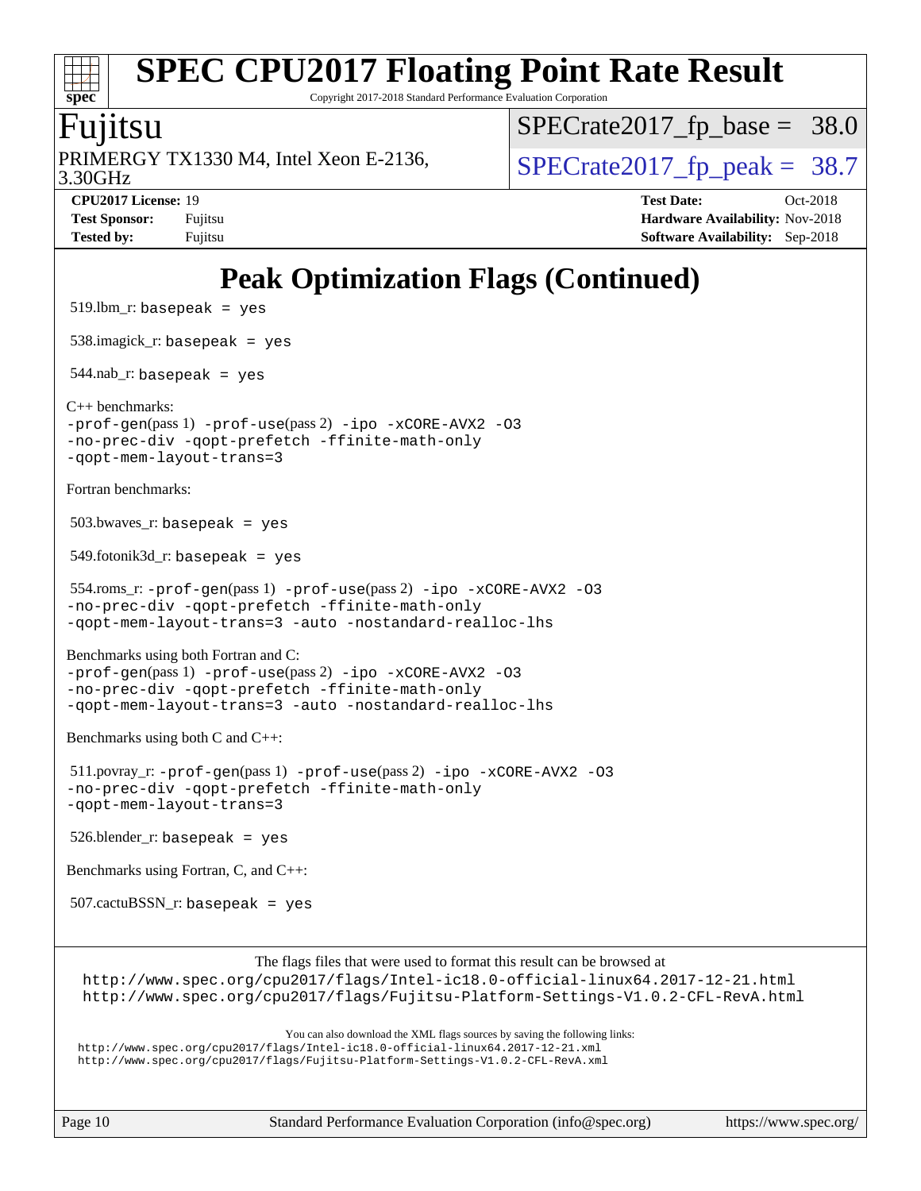# Peak Optimization Flags (Continued)

519.lbm_r: `basepeak = yes`

538.imagick_r: `basepeak = yes`

544.nab_r: `basepeak = yes`

C++ benchmarks:
`-prof-gen`(pass 1) `-prof-use`(pass 2) `-ipo -xCORE-AVX2 -O3 -no-prec-div -qopt-prefetch -ffinite-math-only -qopt-mem-layout-trans=3`

Fortran benchmarks:

503.bwaves_r: `basepeak = yes`

549.fotonik3d_r: `basepeak = yes`

554.roms_r: `-prof-gen`(pass 1) `-prof-use`(pass 2) `-ipo -xCORE-AVX2 -O3 -no-prec-div -qopt-prefetch -ffinite-math-only -qopt-mem-layout-trans=3 -auto -nostandard-realloc-lhs`

Benchmarks using both Fortran and C:
`-prof-gen`(pass 1) `-prof-use`(pass 2) `-ipo -xCORE-AVX2 -O3 -no-prec-div -qopt-prefetch -ffinite-math-only -qopt-mem-layout-trans=3 -auto -nostandard-realloc-lhs`

Benchmarks using both C and C++:

511.povray_r: `-prof-gen`(pass 1) `-prof-use`(pass 2) `-ipo -xCORE-AVX2 -O3 -no-prec-div -qopt-prefetch -ffinite-math-only -qopt-mem-layout-trans=3`

526.blender_r: `basepeak = yes`

Benchmarks using Fortran, C, and C++:

507.cactuBSSN_r: `basepeak = yes`

The flags files that were used to format this result can be browsed at
http://www.spec.org/cpu2017/flags/Intel-ic18.0-official-linux64.2017-12-21.html
http://www.spec.org/cpu2017/flags/Fujitsu-Platform-Settings-V1.0.2-CFL-RevA.html

You can also download the XML flags sources by saving the following links:
http://www.spec.org/cpu2017/flags/Intel-ic18.0-official-linux64.2017-12-21.xml
http://www.spec.org/cpu2017/flags/Fujitsu-Platform-Settings-V1.0.2-CFL-RevA.xml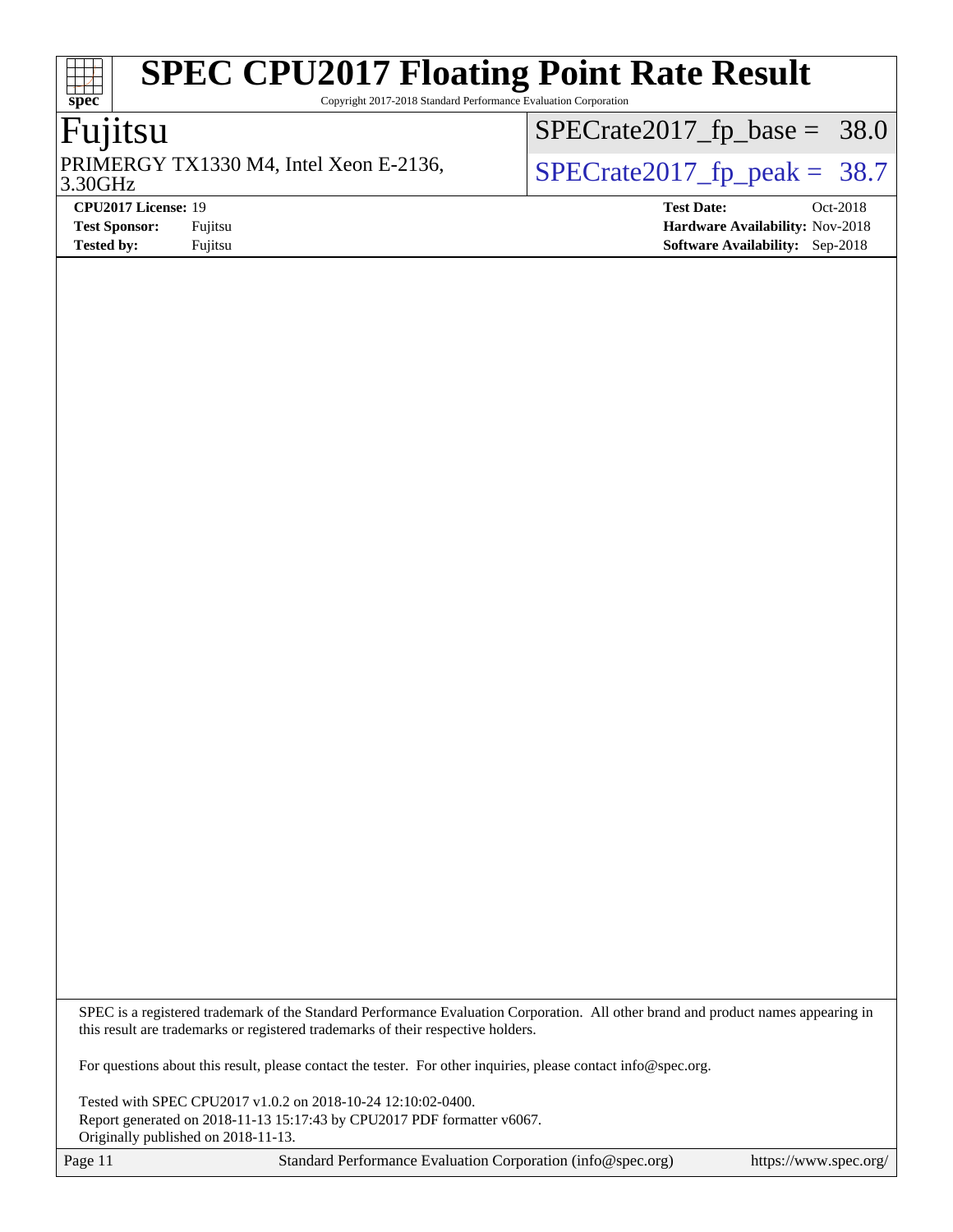SPEC is a registered trademark of the Standard Performance Evaluation Corporation. All other brand and product names appearing in this result are trademarks or registered trademarks of their respective holders.

For questions about this result, please contact the tester. For other inquiries, please contact info@spec.org.

Tested with SPEC CPU2017 v1.0.2 on 2018-10-24 12:10:02-0400.
Report generated on 2018-11-13 15:17:43 by CPU2017 PDF formatter v6067.
Originally published on 2018-11-13.